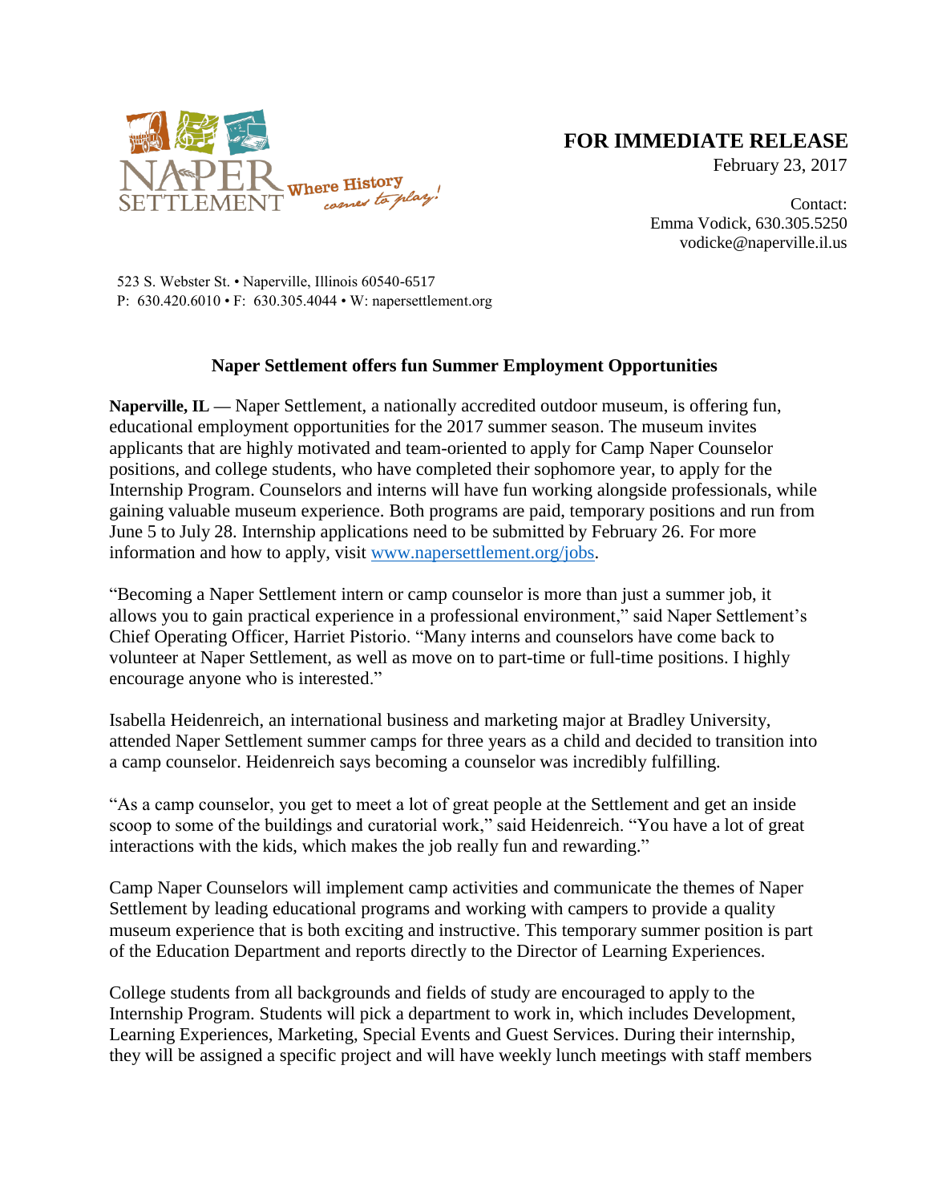NAPER SETTLEMENT Where History comes to play!

**FOR IMMEDIATE RELEASE**
February 23, 2017

Contact:
Emma Vodick, 630.305.5250
vodicke@naperville.il.us

523 S. Webster St. • Naperville, Illinois 60540-6517
P: 630.420.6010 • F: 630.305.4044 • W: napersettlement.org

## Naper Settlement offers fun Summer Employment Opportunities

**Naperville, IL** — Naper Settlement, a nationally accredited outdoor museum, is offering fun, educational employment opportunities for the 2017 summer season. The museum invites applicants that are highly motivated and team-oriented to apply for Camp Naper Counselor positions, and college students, who have completed their sophomore year, to apply for the Internship Program. Counselors and interns will have fun working alongside professionals, while gaining valuable museum experience. Both programs are paid, temporary positions and run from June 5 to July 28. Internship applications need to be submitted by February 26. For more information and how to apply, visit [www.napersettlement.org/jobs](www.napersettlement.org/jobs).

"Becoming a Naper Settlement intern or camp counselor is more than just a summer job, it allows you to gain practical experience in a professional environment," said Naper Settlement's Chief Operating Officer, Harriet Pistorio. "Many interns and counselors have come back to volunteer at Naper Settlement, as well as move on to part-time or full-time positions. I highly encourage anyone who is interested."

Isabella Heidenreich, an international business and marketing major at Bradley University, attended Naper Settlement summer camps for three years as a child and decided to transition into a camp counselor. Heidenreich says becoming a counselor was incredibly fulfilling.

"As a camp counselor, you get to meet a lot of great people at the Settlement and get an inside scoop to some of the buildings and curatorial work," said Heidenreich. "You have a lot of great interactions with the kids, which makes the job really fun and rewarding."

Camp Naper Counselors will implement camp activities and communicate the themes of Naper Settlement by leading educational programs and working with campers to provide a quality museum experience that is both exciting and instructive. This temporary summer position is part of the Education Department and reports directly to the Director of Learning Experiences.

College students from all backgrounds and fields of study are encouraged to apply to the Internship Program. Students will pick a department to work in, which includes Development, Learning Experiences, Marketing, Special Events and Guest Services. During their internship, they will be assigned a specific project and will have weekly lunch meetings with staff members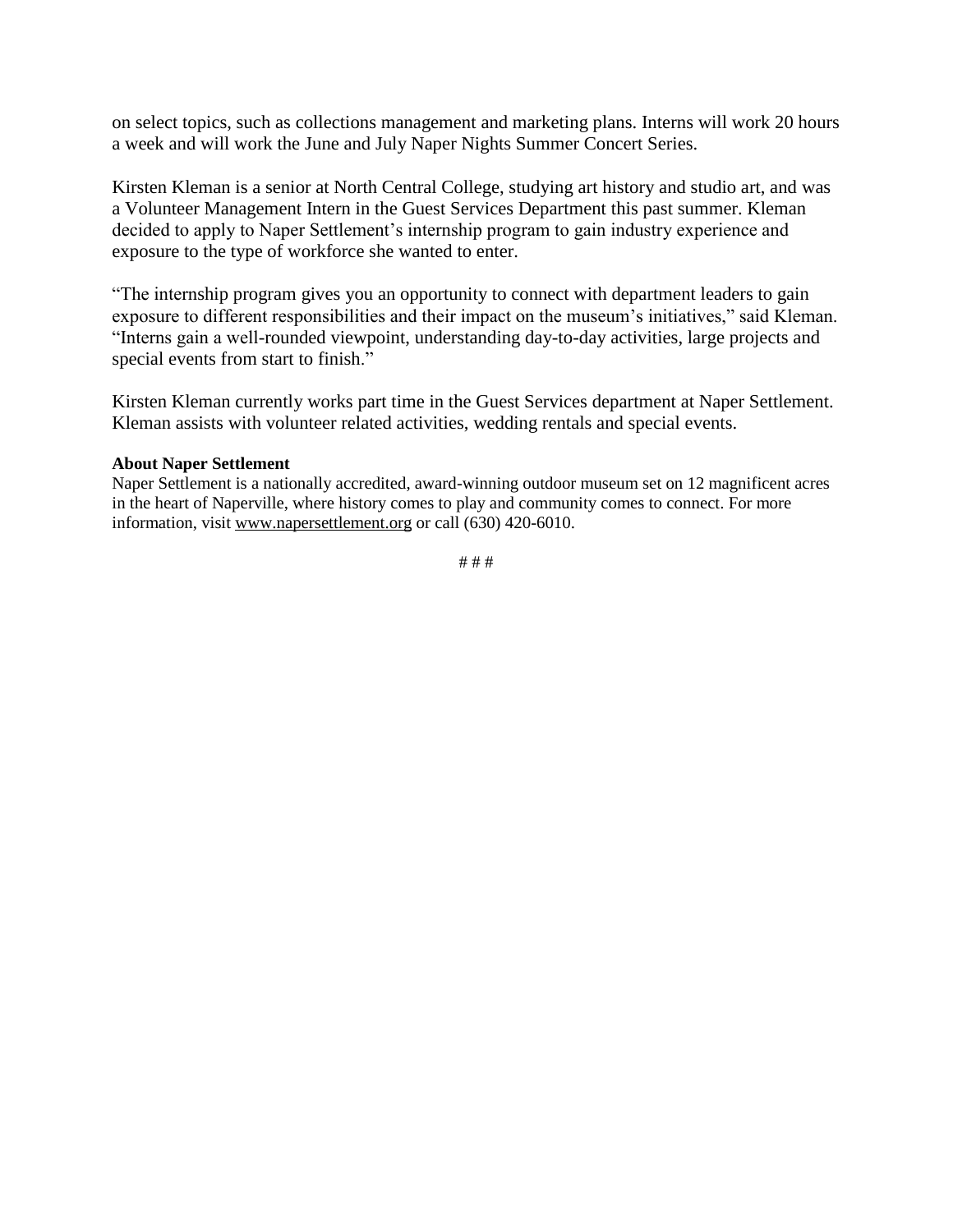on select topics, such as collections management and marketing plans. Interns will work 20 hours a week and will work the June and July Naper Nights Summer Concert Series.

Kirsten Kleman is a senior at North Central College, studying art history and studio art, and was a Volunteer Management Intern in the Guest Services Department this past summer. Kleman decided to apply to Naper Settlement's internship program to gain industry experience and exposure to the type of workforce she wanted to enter.

"The internship program gives you an opportunity to connect with department leaders to gain exposure to different responsibilities and their impact on the museum's initiatives," said Kleman. "Interns gain a well-rounded viewpoint, understanding day-to-day activities, large projects and special events from start to finish."

Kirsten Kleman currently works part time in the Guest Services department at Naper Settlement. Kleman assists with volunteer related activities, wedding rentals and special events.

**About Naper Settlement**

Naper Settlement is a nationally accredited, award-winning outdoor museum set on 12 magnificent acres in the heart of Naperville, where history comes to play and community comes to connect. For more information, visit www.napersettlement.org or call (630) 420-6010.

# # #